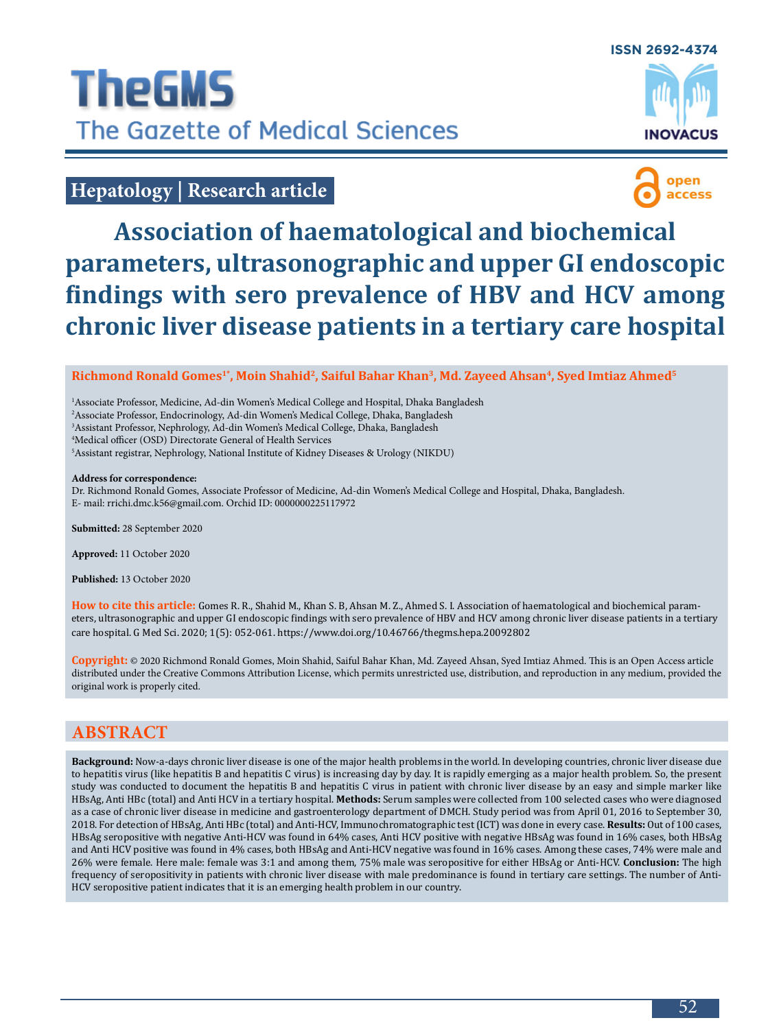ISSN 2692-4374

# TheGMS

The Gazette of Medical Sciences

**Hepatology | Research article**

open access

# Association of haematological and biochemical parameters, ultrasonographic and upper GI endoscopic findings with sero prevalence of HBV and HCV among chronic liver disease patients in a tertiary care hospital

**Richmond Ronald Gomes[1*], Moin Shahid[2], Saiful Bahar Khan[3], Md. Zayeed Ahsan[4], Syed Imtiaz Ahmed[5]**

[1]Associate Professor, Medicine, Ad-din Women's Medical College and Hospital, Dhaka Bangladesh
[2]Associate Professor, Endocrinology, Ad-din Women's Medical College, Dhaka, Bangladesh
[3]Assistant Professor, Nephrology, Ad-din Women's Medical College, Dhaka, Bangladesh
[4]Medical officer (OSD) Directorate General of Health Services
[5]Assistant registrar, Nephrology, National Institute of Kidney Diseases & Urology (NIKDU)

**Address for correspondence:**
Dr. Richmond Ronald Gomes, Associate Professor of Medicine, Ad-din Women's Medical College and Hospital, Dhaka, Bangladesh.
E- mail: rrichi.dmc.k56@gmail.com. Orchid ID: 0000000225117972

**Submitted:** 28 September 2020

**Approved:** 11 October 2020

**Published:** 13 October 2020

**How to cite this article:** Gomes R. R., Shahid M., Khan S. B, Ahsan M. Z., Ahmed S. I. Association of haematological and biochemical parameters, ultrasonographic and upper GI endoscopic findings with sero prevalence of HBV and HCV among chronic liver disease patients in a tertiary care hospital. G Med Sci. 2020; 1(5): 052-061. https://www.doi.org/10.46766/thegms.hepa.20092802

**Copyright:** © 2020 Richmond Ronald Gomes, Moin Shahid, Saiful Bahar Khan, Md. Zayeed Ahsan, Syed Imtiaz Ahmed. This is an Open Access article distributed under the Creative Commons Attribution License, which permits unrestricted use, distribution, and reproduction in any medium, provided the original work is properly cited.

## ABSTRACT

**Background:** Now-a-days chronic liver disease is one of the major health problems in the world. In developing countries, chronic liver disease due to hepatitis virus (like hepatitis B and hepatitis C virus) is increasing day by day. It is rapidly emerging as a major health problem. So, the present study was conducted to document the hepatitis B and hepatitis C virus in patient with chronic liver disease by an easy and simple marker like HBsAg, Anti HBc (total) and Anti HCV in a tertiary hospital. **Methods:** Serum samples were collected from 100 selected cases who were diagnosed as a case of chronic liver disease in medicine and gastroenterology department of DMCH. Study period was from April 01, 2016 to September 30, 2018. For detection of HBsAg, Anti HBc (total) and Anti-HCV, Immunochromatographic test (ICT) was done in every case. **Results:** Out of 100 cases, HBsAg seropositive with negative Anti-HCV was found in 64% cases, Anti HCV positive with negative HBsAg was found in 16% cases, both HBsAg and Anti HCV positive was found in 4% cases, both HBsAg and Anti-HCV negative was found in 16% cases. Among these cases, 74% were male and 26% were female. Here male: female was 3:1 and among them, 75% male was seropositive for either HBsAg or Anti-HCV. **Conclusion:** The high frequency of seropositivity in patients with chronic liver disease with male predominance is found in tertiary care settings. The number of Anti-HCV seropositive patient indicates that it is an emerging health problem in our country.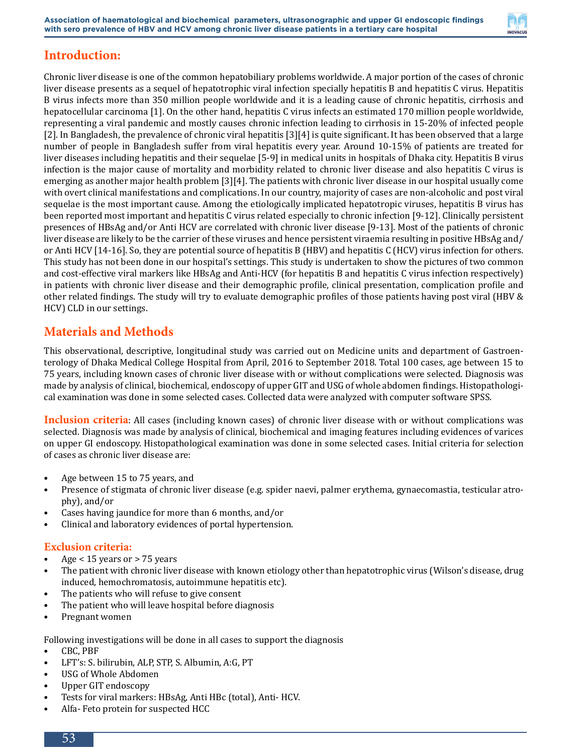## Introduction:

Chronic liver disease is one of the common hepatobiliary problems worldwide. A major portion of the cases of chronic liver disease presents as a sequel of hepatotrophic viral infection specially hepatitis B and hepatitis C virus. Hepatitis B virus infects more than 350 million people worldwide and it is a leading cause of chronic hepatitis, cirrhosis and hepatocellular carcinoma [1]. On the other hand, hepatitis C virus infects an estimated 170 million people worldwide, representing a viral pandemic and mostly causes chronic infection leading to cirrhosis in 15-20% of infected people [2]. In Bangladesh, the prevalence of chronic viral hepatitis [3][4] is quite significant. It has been observed that a large number of people in Bangladesh suffer from viral hepatitis every year. Around 10-15% of patients are treated for liver diseases including hepatitis and their sequelae [5-9] in medical units in hospitals of Dhaka city. Hepatitis B virus infection is the major cause of mortality and morbidity related to chronic liver disease and also hepatitis C virus is emerging as another major health problem [3][4]. The patients with chronic liver disease in our hospital usually come with overt clinical manifestations and complications. In our country, majority of cases are non-alcoholic and post viral sequelae is the most important cause. Among the etiologically implicated hepatotropic viruses, hepatitis B virus has been reported most important and hepatitis C virus related especially to chronic infection [9-12]. Clinically persistent presences of HBsAg and/or Anti HCV are correlated with chronic liver disease [9-13]. Most of the patients of chronic liver disease are likely to be the carrier of these viruses and hence persistent viraemia resulting in positive HBsAg and/or Anti HCV [14-16]. So, they are potential source of hepatitis B (HBV) and hepatitis C (HCV) virus infection for others. This study has not been done in our hospital's settings. This study is undertaken to show the pictures of two common and cost-effective viral markers like HBsAg and Anti-HCV (for hepatitis B and hepatitis C virus infection respectively) in patients with chronic liver disease and their demographic profile, clinical presentation, complication profile and other related findings. The study will try to evaluate demographic profiles of those patients having post viral (HBV & HCV) CLD in our settings.

## Materials and Methods

This observational, descriptive, longitudinal study was carried out on Medicine units and department of Gastroenterology of Dhaka Medical College Hospital from April, 2016 to September 2018. Total 100 cases, age between 15 to 75 years, including known cases of chronic liver disease with or without complications were selected. Diagnosis was made by analysis of clinical, biochemical, endoscopy of upper GIT and USG of whole abdomen findings. Histopathological examination was done in some selected cases. Collected data were analyzed with computer software SPSS.

**Inclusion criteria**: All cases (including known cases) of chronic liver disease with or without complications was selected. Diagnosis was made by analysis of clinical, biochemical and imaging features including evidences of varices on upper GI endoscopy. Histopathological examination was done in some selected cases. Initial criteria for selection of cases as chronic liver disease are:

- Age between 15 to 75 years, and
- Presence of stigmata of chronic liver disease (e.g. spider naevi, palmer erythema, gynaecomastia, testicular atrophy), and/or
- Cases having jaundice for more than 6 months, and/or
- Clinical and laboratory evidences of portal hypertension.

### Exclusion criteria:

- Age < 15 years or > 75 years
- The patient with chronic liver disease with known etiology other than hepatotrophic virus (Wilson's disease, drug induced, hemochromatosis, autoimmune hepatitis etc).
- The patients who will refuse to give consent
- The patient who will leave hospital before diagnosis
- Pregnant women

Following investigations will be done in all cases to support the diagnosis

- CBC, PBF
- LFT's: S. bilirubin, ALP, STP, S. Albumin, A:G, PT
- USG of Whole Abdomen
- Upper GIT endoscopy
- Tests for viral markers: HBsAg, Anti HBc (total), Anti- HCV.
- Alfa- Feto protein for suspected HCC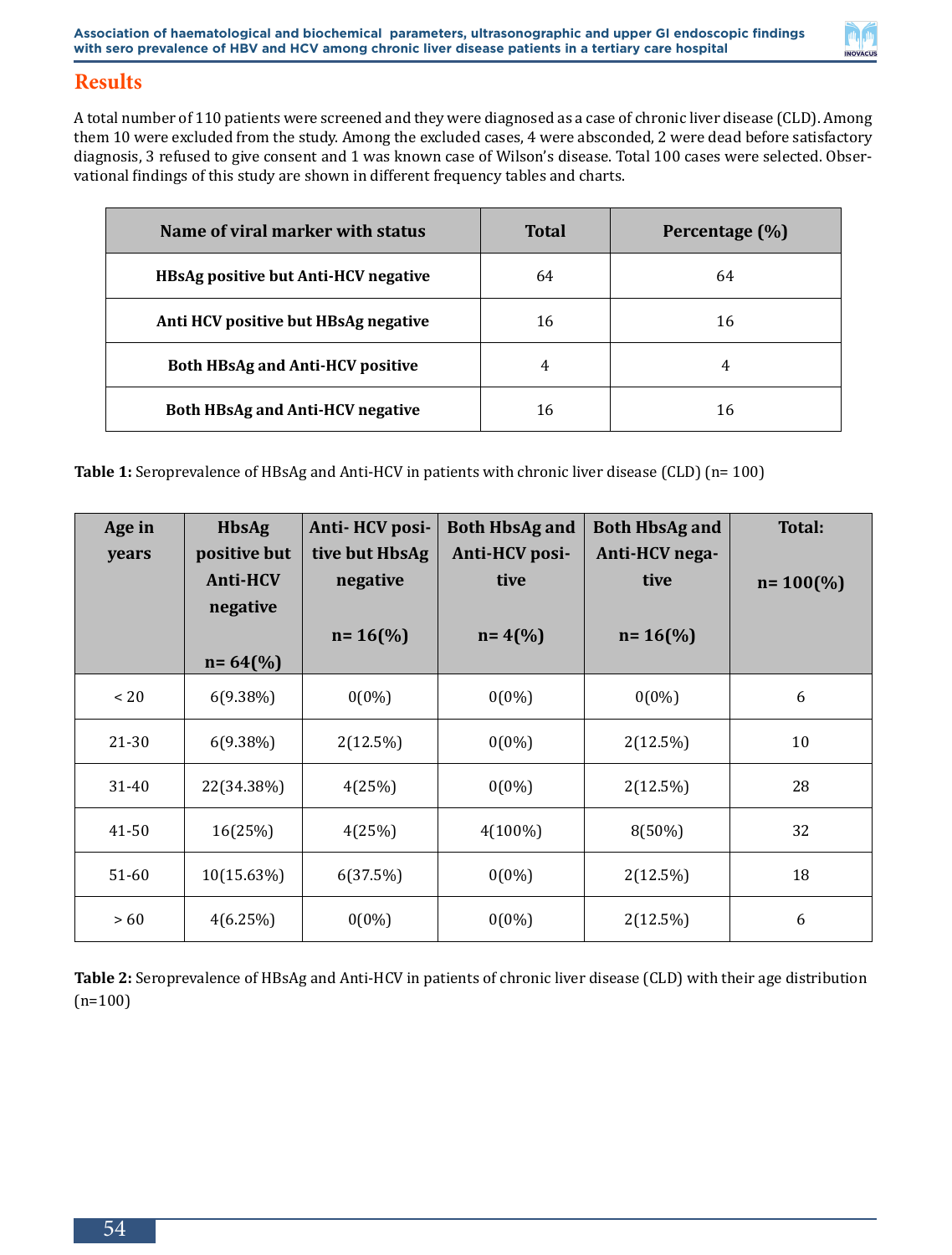## Results

A total number of 110 patients were screened and they were diagnosed as a case of chronic liver disease (CLD). Among them 10 were excluded from the study. Among the excluded cases, 4 were absconded, 2 were dead before satisfactory diagnosis, 3 refused to give consent and 1 was known case of Wilson's disease. Total 100 cases were selected. Observational findings of this study are shown in different frequency tables and charts.

| Name of viral marker with status | Total | Percentage (%) |
|---|---|---|
| HBsAg positive but Anti-HCV negative | 64 | 64 |
| Anti HCV positive but HBsAg negative | 16 | 16 |
| Both HBsAg and Anti-HCV positive | 4 | 4 |
| Both HBsAg and Anti-HCV negative | 16 | 16 |

**Table 1:** Seroprevalence of HBsAg and Anti-HCV in patients with chronic liver disease (CLD) (n= 100)

| Age in years | HbsAg positive but Anti-HCV negative n= 64(%) | Anti- HCV positive but HbsAg negative n= 16(%) | Both HbsAg and Anti-HCV positive n= 4(%) | Both HbsAg and Anti-HCV negative n= 16(%) | Total: n= 100(%) |
|---|---|---|---|---|---|
| < 20 | 6(9.38%) | 0(0%) | 0(0%) | 0(0%) | 6 |
| 21-30 | 6(9.38%) | 2(12.5%) | 0(0%) | 2(12.5%) | 10 |
| 31-40 | 22(34.38%) | 4(25%) | 0(0%) | 2(12.5%) | 28 |
| 41-50 | 16(25%) | 4(25%) | 4(100%) | 8(50%) | 32 |
| 51-60 | 10(15.63%) | 6(37.5%) | 0(0%) | 2(12.5%) | 18 |
| > 60 | 4(6.25%) | 0(0%) | 0(0%) | 2(12.5%) | 6 |

**Table 2:** Seroprevalence of HBsAg and Anti-HCV in patients of chronic liver disease (CLD) with their age distribution (n=100)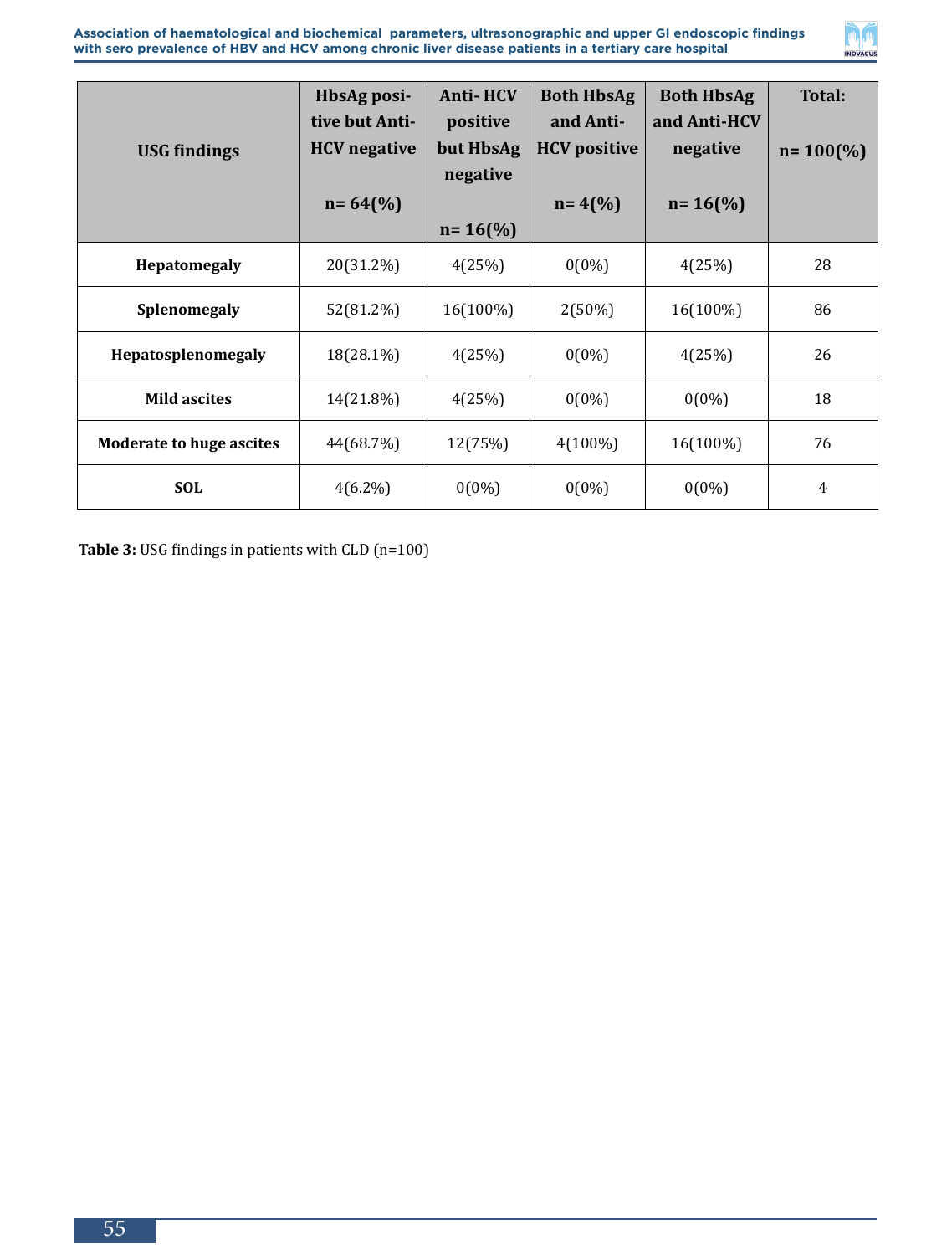| USG findings | HbsAg positive but Anti-HCV negative n= 64(%) | Anti- HCV positive but HbsAg negative n= 16(%) | Both HbsAg and Anti-HCV positive n= 4(%) | Both HbsAg and Anti-HCV negative n= 16(%) | Total: n= 100(%) |
|---|---|---|---|---|---|
| **Hepatomegaly** | 20(31.2%) | 4(25%) | 0(0%) | 4(25%) | 28 |
| **Splenomegaly** | 52(81.2%) | 16(100%) | 2(50%) | 16(100%) | 86 |
| **Hepatosplenomegaly** | 18(28.1%) | 4(25%) | 0(0%) | 4(25%) | 26 |
| **Mild ascites** | 14(21.8%) | 4(25%) | 0(0%) | 0(0%) | 18 |
| **Moderate to huge ascites** | 44(68.7%) | 12(75%) | 4(100%) | 16(100%) | 76 |
| **SOL** | 4(6.2%) | 0(0%) | 0(0%) | 0(0%) | 4 |

**Table 3:** USG findings in patients with CLD (n=100)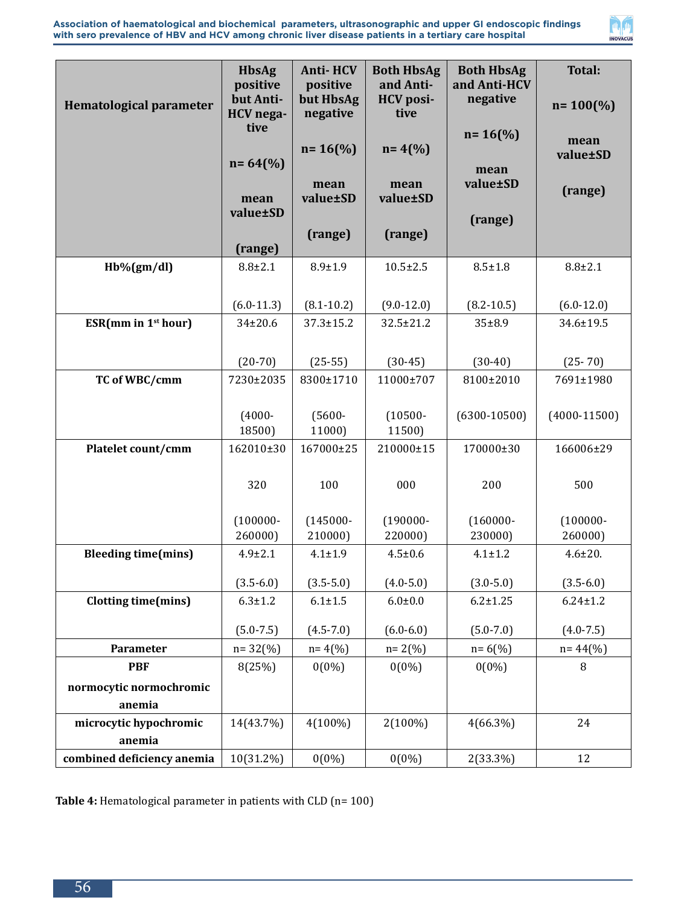| Hematological parameter | HbsAg positive but Anti-HCV negative n= 64(%) mean value±SD (range) | Anti- HCV positive but HbsAg negative n= 16(%) mean value±SD (range) | Both HbsAg and Anti-HCV positive n= 4(%) mean value±SD (range) | Both HbsAg and Anti-HCV negative n= 16(%) mean value±SD (range) | Total: n= 100(%) mean value±SD (range) |
|---|---|---|---|---|---|
| Hb%(gm/dl) | 8.8±2.1 (6.0-11.3) | 8.9±1.9 (8.1-10.2) | 10.5±2.5 (9.0-12.0) | 8.5±1.8 (8.2-10.5) | 8.8±2.1 (6.0-12.0) |
| ESR(mm in 1st hour) | 34±20.6 (20-70) | 37.3±15.2 (25-55) | 32.5±21.2 (30-45) | 35±8.9 (30-40) | 34.6±19.5 (25- 70) |
| TC of WBC/cmm | 7230±2035 (4000-18500) | 8300±1710 (5600-11000) | 11000±707 (10500-11500) | 8100±2010 (6300-10500) | 7691±1980 (4000-11500) |
| Platelet count/cmm | 162010±30320 (100000-260000) | 167000±25100 (145000-210000) | 210000±15000 (190000-220000) | 170000±30200 (160000-230000) | 166006±29500 (100000-260000) |
| Bleeding time(mins) | 4.9±2.1 (3.5-6.0) | 4.1±1.9 (3.5-5.0) | 4.5±0.6 (4.0-5.0) | 4.1±1.2 (3.0-5.0) | 4.6±20. (3.5-6.0) |
| Clotting time(mins) | 6.3±1.2 (5.0-7.5) | 6.1±1.5 (4.5-7.0) | 6.0±0.0 (6.0-6.0) | 6.2±1.25 (5.0-7.0) | 6.24±1.2 (4.0-7.5) |
| Parameter | n= 32(%) | n= 4(%) | n= 2(%) | n= 6(%) | n= 44(%) |
| PBF normocytic normochromic anemia | 8(25%) | 0(0%) | 0(0%) | 0(0%) | 8 |
| microcytic hypochromic anemia | 14(43.7%) | 4(100%) | 2(100%) | 4(66.3%) | 24 |
| combined deficiency anemia | 10(31.2%) | 0(0%) | 0(0%) | 2(33.3%) | 12 |

**Table 4:** Hematological parameter in patients with CLD (n= 100)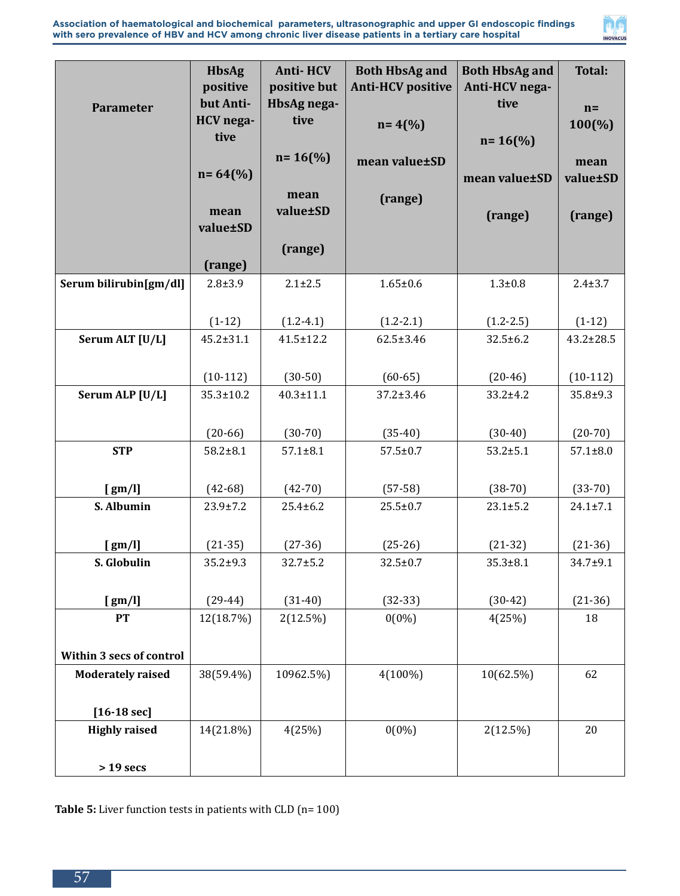| Parameter | HbsAg positive but Anti-HCV negative n= 64(%) mean value±SD (range) | Anti- HCV positive but HbsAg negative n= 16(%) mean value±SD (range) | Both HbsAg and Anti-HCV positive n= 4(%) mean value±SD (range) | Both HbsAg and Anti-HCV negative n= 16(%) mean value±SD (range) | Total: n= 100(%) mean value±SD (range) |
|---|---|---|---|---|---|
| Serum bilirubin[gm/dl] | 2.8±3.9 (1-12) | 2.1±2.5 (1.2-4.1) | 1.65±0.6 (1.2-2.1) | 1.3±0.8 (1.2-2.5) | 2.4±3.7 (1-12) |
| Serum ALT [U/L] | 45.2±31.1 (10-112) | 41.5±12.2 (30-50) | 62.5±3.46 (60-65) | 32.5±6.2 (20-46) | 43.2±28.5 (10-112) |
| Serum ALP [U/L] | 35.3±10.2 (20-66) | 40.3±11.1 (30-70) | 37.2±3.46 (35-40) | 33.2±4.2 (30-40) | 35.8±9.3 (20-70) |
| STP [ gm/l] | 58.2±8.1 (42-68) | 57.1±8.1 (42-70) | 57.5±0.7 (57-58) | 53.2±5.1 (38-70) | 57.1±8.0 (33-70) |
| S. Albumin [ gm/l] | 23.9±7.2 (21-35) | 25.4±6.2 (27-36) | 25.5±0.7 (25-26) | 23.1±5.2 (21-32) | 24.1±7.1 (21-36) |
| S. Globulin [ gm/l] | 35.2±9.3 (29-44) | 32.7±5.2 (31-40) | 32.5±0.7 (32-33) | 35.3±8.1 (30-42) | 34.7±9.1 (21-36) |
| PT Within 3 secs of control | 12(18.7%) | 2(12.5%) | 0(0%) | 4(25%) | 18 |
| Moderately raised [16-18 sec] | 38(59.4%) | 10962.5%) | 4(100%) | 10(62.5%) | 62 |
| Highly raised > 19 secs | 14(21.8%) | 4(25%) | 0(0%) | 2(12.5%) | 20 |

**Table 5:** Liver function tests in patients with CLD (n= 100)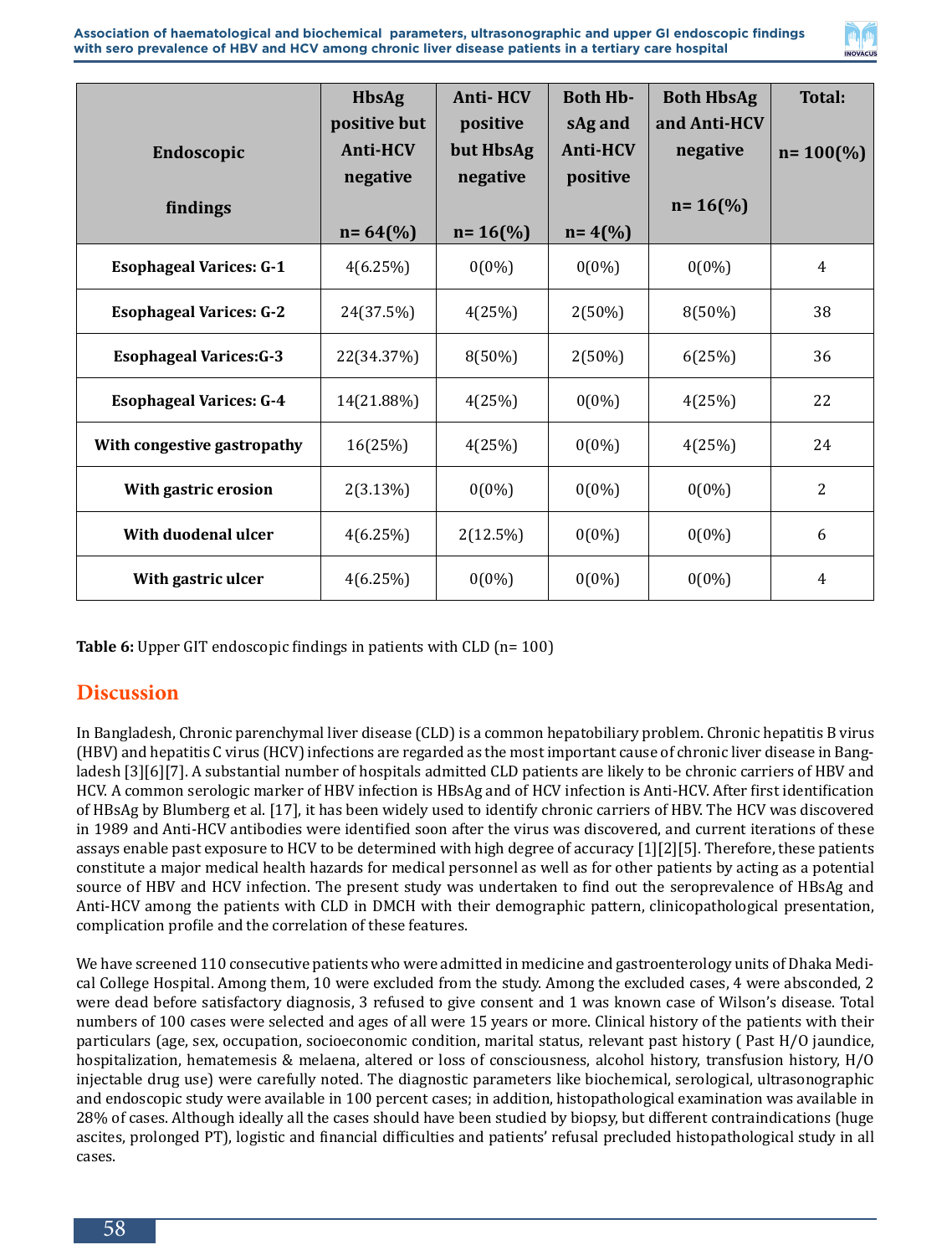| Endoscopic findings | HbsAg positive but Anti-HCV negative n= 64(%) | Anti- HCV positive but HbsAg negative n= 16(%) | Both HbsAg and Anti-HCV positive n= 4(%) | Both HbsAg and Anti-HCV negative n= 16(%) | Total: n= 100(%) |
|---|---|---|---|---|---|
| **Esophageal Varices: G-1** | 4(6.25%) | 0(0%) | 0(0%) | 0(0%) | 4 |
| **Esophageal Varices: G-2** | 24(37.5%) | 4(25%) | 2(50%) | 8(50%) | 38 |
| **Esophageal Varices:G-3** | 22(34.37%) | 8(50%) | 2(50%) | 6(25%) | 36 |
| **Esophageal Varices: G-4** | 14(21.88%) | 4(25%) | 0(0%) | 4(25%) | 22 |
| **With congestive gastropathy** | 16(25%) | 4(25%) | 0(0%) | 4(25%) | 24 |
| **With gastric erosion** | 2(3.13%) | 0(0%) | 0(0%) | 0(0%) | 2 |
| **With duodenal ulcer** | 4(6.25%) | 2(12.5%) | 0(0%) | 0(0%) | 6 |
| **With gastric ulcer** | 4(6.25%) | 0(0%) | 0(0%) | 0(0%) | 4 |

**Table 6:** Upper GIT endoscopic findings in patients with CLD (n= 100)

## Discussion

In Bangladesh, Chronic parenchymal liver disease (CLD) is a common hepatobiliary problem. Chronic hepatitis B virus (HBV) and hepatitis C virus (HCV) infections are regarded as the most important cause of chronic liver disease in Bangladesh [3][6][7]. A substantial number of hospitals admitted CLD patients are likely to be chronic carriers of HBV and HCV. A common serologic marker of HBV infection is HBsAg and of HCV infection is Anti-HCV. After first identification of HBsAg by Blumberg et al. [17], it has been widely used to identify chronic carriers of HBV. The HCV was discovered in 1989 and Anti-HCV antibodies were identified soon after the virus was discovered, and current iterations of these assays enable past exposure to HCV to be determined with high degree of accuracy [1][2][5]. Therefore, these patients constitute a major medical health hazards for medical personnel as well as for other patients by acting as a potential source of HBV and HCV infection. The present study was undertaken to find out the seroprevalence of HBsAg and Anti-HCV among the patients with CLD in DMCH with their demographic pattern, clinicopathological presentation, complication profile and the correlation of these features.

We have screened 110 consecutive patients who were admitted in medicine and gastroenterology units of Dhaka Medical College Hospital. Among them, 10 were excluded from the study. Among the excluded cases, 4 were absconded, 2 were dead before satisfactory diagnosis, 3 refused to give consent and 1 was known case of Wilson's disease. Total numbers of 100 cases were selected and ages of all were 15 years or more. Clinical history of the patients with their particulars (age, sex, occupation, socioeconomic condition, marital status, relevant past history ( Past H/O jaundice, hospitalization, hematemesis & melaena, altered or loss of consciousness, alcohol history, transfusion history, H/O injectable drug use) were carefully noted. The diagnostic parameters like biochemical, serological, ultrasonographic and endoscopic study were available in 100 percent cases; in addition, histopathological examination was available in 28% of cases. Although ideally all the cases should have been studied by biopsy, but different contraindications (huge ascites, prolonged PT), logistic and financial difficulties and patients' refusal precluded histopathological study in all cases.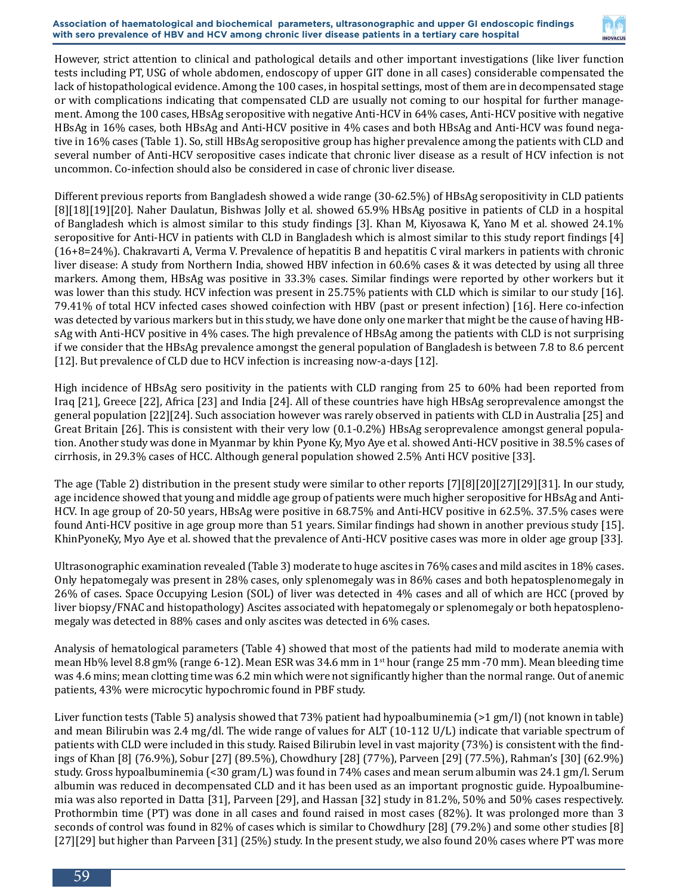However, strict attention to clinical and pathological details and other important investigations (like liver function tests including PT, USG of whole abdomen, endoscopy of upper GIT done in all cases) considerable compensated the lack of histopathological evidence. Among the 100 cases, in hospital settings, most of them are in decompensated stage or with complications indicating that compensated CLD are usually not coming to our hospital for further management. Among the 100 cases, HBsAg seropositive with negative Anti-HCV in 64% cases, Anti-HCV positive with negative HBsAg in 16% cases, both HBsAg and Anti-HCV positive in 4% cases and both HBsAg and Anti-HCV was found negative in 16% cases (Table 1). So, still HBsAg seropositive group has higher prevalence among the patients with CLD and several number of Anti-HCV seropositive cases indicate that chronic liver disease as a result of HCV infection is not uncommon. Co-infection should also be considered in case of chronic liver disease.

Different previous reports from Bangladesh showed a wide range (30-62.5%) of HBsAg seropositivity in CLD patients [8][18][19][20]. Naher Daulatun, Bishwas Jolly et al. showed 65.9% HBsAg positive in patients of CLD in a hospital of Bangladesh which is almost similar to this study findings [3]. Khan M, Kiyosawa K, Yano M et al. showed 24.1% seropositive for Anti-HCV in patients with CLD in Bangladesh which is almost similar to this study report findings [4] (16+8=24%). Chakravarti A, Verma V. Prevalence of hepatitis B and hepatitis C viral markers in patients with chronic liver disease: A study from Northern India, showed HBV infection in 60.6% cases & it was detected by using all three markers. Among them, HBsAg was positive in 33.3% cases. Similar findings were reported by other workers but it was lower than this study. HCV infection was present in 25.75% patients with CLD which is similar to our study [16]. 79.41% of total HCV infected cases showed coinfection with HBV (past or present infection) [16]. Here co-infection was detected by various markers but in this study, we have done only one marker that might be the cause of having HBsAg with Anti-HCV positive in 4% cases. The high prevalence of HBsAg among the patients with CLD is not surprising if we consider that the HBsAg prevalence amongst the general population of Bangladesh is between 7.8 to 8.6 percent [12]. But prevalence of CLD due to HCV infection is increasing now-a-days [12].

High incidence of HBsAg sero positivity in the patients with CLD ranging from 25 to 60% had been reported from Iraq [21], Greece [22], Africa [23] and India [24]. All of these countries have high HBsAg seroprevalence amongst the general population [22][24]. Such association however was rarely observed in patients with CLD in Australia [25] and Great Britain [26]. This is consistent with their very low (0.1-0.2%) HBsAg seroprevalence amongst general population. Another study was done in Myanmar by khin Pyone Ky, Myo Aye et al. showed Anti-HCV positive in 38.5% cases of cirrhosis, in 29.3% cases of HCC. Although general population showed 2.5% Anti HCV positive [33].

The age (Table 2) distribution in the present study were similar to other reports [7][8][20][27][29][31]. In our study, age incidence showed that young and middle age group of patients were much higher seropositive for HBsAg and Anti-HCV. In age group of 20-50 years, HBsAg were positive in 68.75% and Anti-HCV positive in 62.5%. 37.5% cases were found Anti-HCV positive in age group more than 51 years. Similar findings had shown in another previous study [15]. KhinPyoneKy, Myo Aye et al. showed that the prevalence of Anti-HCV positive cases was more in older age group [33].

Ultrasonographic examination revealed (Table 3) moderate to huge ascites in 76% cases and mild ascites in 18% cases. Only hepatomegaly was present in 28% cases, only splenomegaly was in 86% cases and both hepatosplenomegaly in 26% of cases. Space Occupying Lesion (SOL) of liver was detected in 4% cases and all of which are HCC (proved by liver biopsy/FNAC and histopathology) Ascites associated with hepatomegaly or splenomegaly or both hepatosplenomegaly was detected in 88% cases and only ascites was detected in 6% cases.

Analysis of hematological parameters (Table 4) showed that most of the patients had mild to moderate anemia with mean Hb% level 8.8 gm% (range 6-12). Mean ESR was 34.6 mm in 1st hour (range 25 mm -70 mm). Mean bleeding time was 4.6 mins; mean clotting time was 6.2 min which were not significantly higher than the normal range. Out of anemic patients, 43% were microcytic hypochromic found in PBF study.

Liver function tests (Table 5) analysis showed that 73% patient had hypoalbuminemia (>1 gm/l) (not known in table) and mean Bilirubin was 2.4 mg/dl. The wide range of values for ALT (10-112 U/L) indicate that variable spectrum of patients with CLD were included in this study. Raised Bilirubin level in vast majority (73%) is consistent with the findings of Khan [8] (76.9%), Sobur [27] (89.5%), Chowdhury [28] (77%), Parveen [29] (77.5%), Rahman's [30] (62.9%) study. Gross hypoalbuminemia (<30 gram/L) was found in 74% cases and mean serum albumin was 24.1 gm/l. Serum albumin was reduced in decompensated CLD and it has been used as an important prognostic guide. Hypoalbuminemia was also reported in Datta [31], Parveen [29], and Hassan [32] study in 81.2%, 50% and 50% cases respectively. Prothormbin time (PT) was done in all cases and found raised in most cases (82%). It was prolonged more than 3 seconds of control was found in 82% of cases which is similar to Chowdhury [28] (79.2%) and some other studies [8][27][29] but higher than Parveen [31] (25%) study. In the present study, we also found 20% cases where PT was more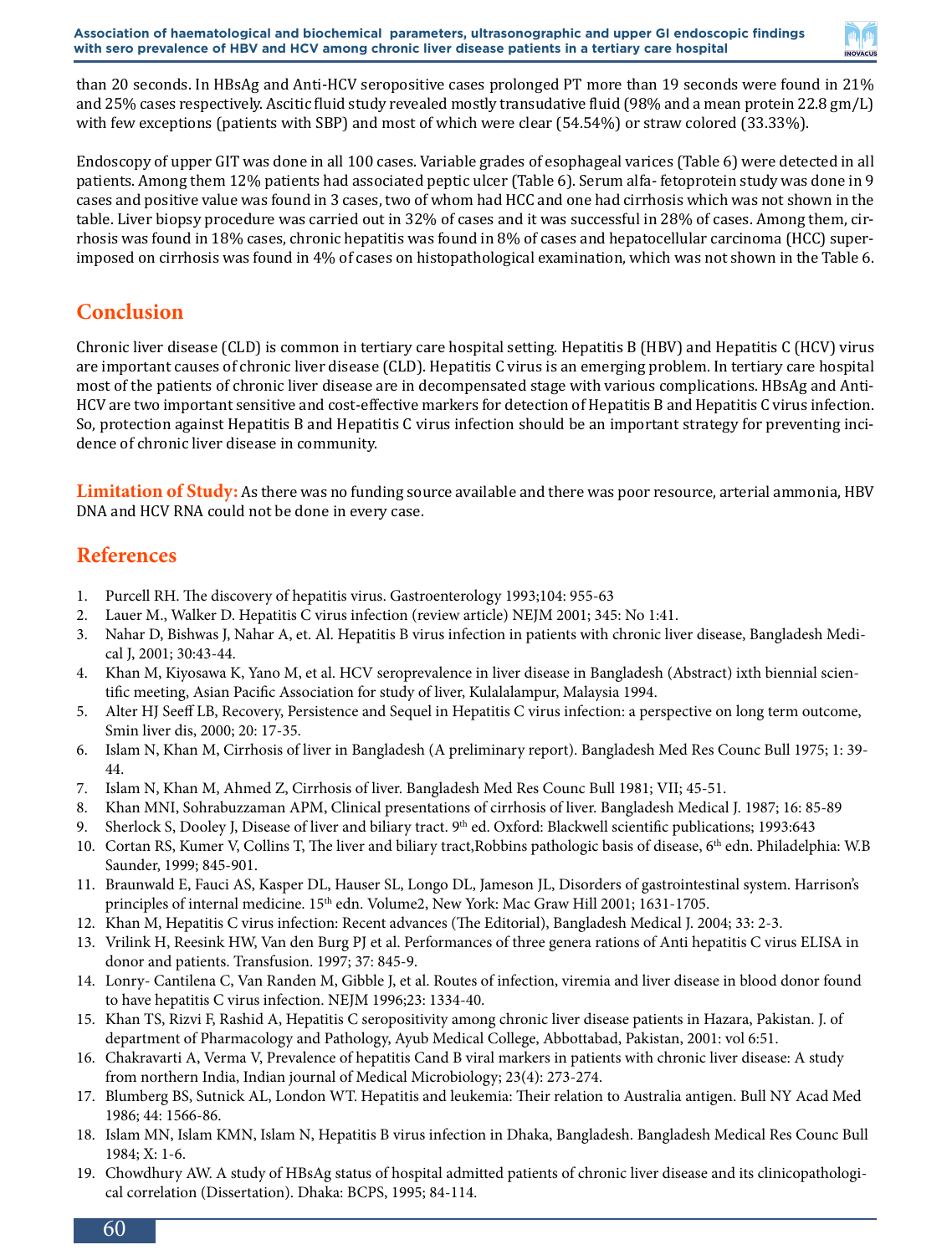than 20 seconds. In HBsAg and Anti-HCV seropositive cases prolonged PT more than 19 seconds were found in 21% and 25% cases respectively. Ascitic fluid study revealed mostly transudative fluid (98% and a mean protein 22.8 gm/L) with few exceptions (patients with SBP) and most of which were clear (54.54%) or straw colored (33.33%).

Endoscopy of upper GIT was done in all 100 cases. Variable grades of esophageal varices (Table 6) were detected in all patients. Among them 12% patients had associated peptic ulcer (Table 6). Serum alfa- fetoprotein study was done in 9 cases and positive value was found in 3 cases, two of whom had HCC and one had cirrhosis which was not shown in the table. Liver biopsy procedure was carried out in 32% of cases and it was successful in 28% of cases. Among them, cirrhosis was found in 18% cases, chronic hepatitis was found in 8% of cases and hepatocellular carcinoma (HCC) superimposed on cirrhosis was found in 4% of cases on histopathological examination, which was not shown in the Table 6.

## Conclusion

Chronic liver disease (CLD) is common in tertiary care hospital setting. Hepatitis B (HBV) and Hepatitis C (HCV) virus are important causes of chronic liver disease (CLD). Hepatitis C virus is an emerging problem. In tertiary care hospital most of the patients of chronic liver disease are in decompensated stage with various complications. HBsAg and Anti-HCV are two important sensitive and cost-effective markers for detection of Hepatitis B and Hepatitis C virus infection. So, protection against Hepatitis B and Hepatitis C virus infection should be an important strategy for preventing incidence of chronic liver disease in community.

**Limitation of Study:** As there was no funding source available and there was poor resource, arterial ammonia, HBV DNA and HCV RNA could not be done in every case.

## References

1. Purcell RH. The discovery of hepatitis virus. Gastroenterology 1993;104: 955-63
2. Lauer M., Walker D. Hepatitis C virus infection (review article) NEJM 2001; 345: No 1:41.
3. Nahar D, Bishwas J, Nahar A, et. Al. Hepatitis B virus infection in patients with chronic liver disease, Bangladesh Medical J, 2001; 30:43-44.
4. Khan M, Kiyosawa K, Yano M, et al. HCV seroprevalence in liver disease in Bangladesh (Abstract) ixth biennial scientific meeting, Asian Pacific Association for study of liver, Kulalalampur, Malaysia 1994.
5. Alter HJ Seeff LB, Recovery, Persistence and Sequel in Hepatitis C virus infection: a perspective on long term outcome, Smin liver dis, 2000; 20: 17-35.
6. Islam N, Khan M, Cirrhosis of liver in Bangladesh (A preliminary report). Bangladesh Med Res Counc Bull 1975; 1: 39-44.
7. Islam N, Khan M, Ahmed Z, Cirrhosis of liver. Bangladesh Med Res Counc Bull 1981; VII; 45-51.
8. Khan MNI, Sohrabuzzaman APM, Clinical presentations of cirrhosis of liver. Bangladesh Medical J. 1987; 16: 85-89
9. Sherlock S, Dooley J, Disease of liver and biliary tract. 9th ed. Oxford: Blackwell scientific publications; 1993:643
10. Cortan RS, Kumer V, Collins T, The liver and biliary tract,Robbins pathologic basis of disease, 6th edn. Philadelphia: W.B Saunder, 1999; 845-901.
11. Braunwald E, Fauci AS, Kasper DL, Hauser SL, Longo DL, Jameson JL, Disorders of gastrointestinal system. Harrison's principles of internal medicine. 15th edn. Volume2, New York: Mac Graw Hill 2001; 1631-1705.
12. Khan M, Hepatitis C virus infection: Recent advances (The Editorial), Bangladesh Medical J. 2004; 33: 2-3.
13. Vrilink H, Reesink HW, Van den Burg PJ et al. Performances of three genera rations of Anti hepatitis C virus ELISA in donor and patients. Transfusion. 1997; 37: 845-9.
14. Lonry- Cantilena C, Van Randen M, Gibble J, et al. Routes of infection, viremia and liver disease in blood donor found to have hepatitis C virus infection. NEJM 1996;23: 1334-40.
15. Khan TS, Rizvi F, Rashid A, Hepatitis C seropositivity among chronic liver disease patients in Hazara, Pakistan. J. of department of Pharmacology and Pathology, Ayub Medical College, Abbottabad, Pakistan, 2001: vol 6:51.
16. Chakravarti A, Verma V, Prevalence of hepatitis Cand B viral markers in patients with chronic liver disease: A study from northern India, Indian journal of Medical Microbiology; 23(4): 273-274.
17. Blumberg BS, Sutnick AL, London WT. Hepatitis and leukemia: Their relation to Australia antigen. Bull NY Acad Med 1986; 44: 1566-86.
18. Islam MN, Islam KMN, Islam N, Hepatitis B virus infection in Dhaka, Bangladesh. Bangladesh Medical Res Counc Bull 1984; X: 1-6.
19. Chowdhury AW. A study of HBsAg status of hospital admitted patients of chronic liver disease and its clinicopathological correlation (Dissertation). Dhaka: BCPS, 1995; 84-114.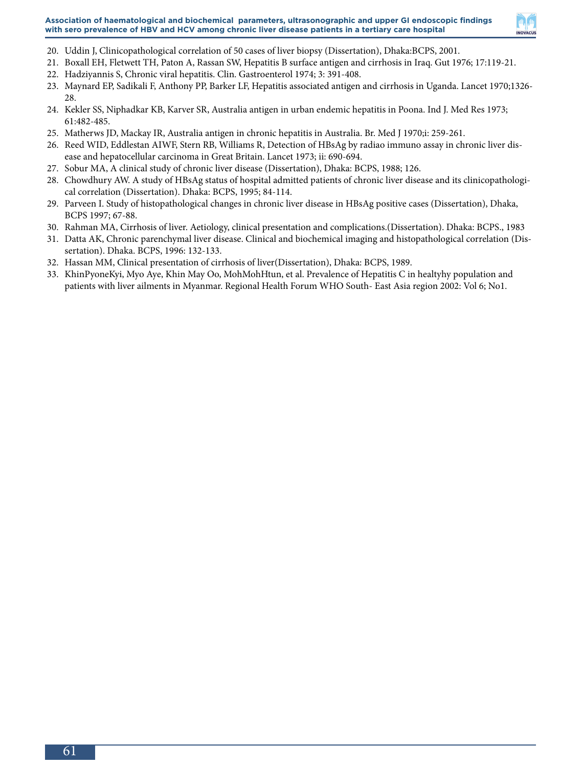20. Uddin J, Clinicopathological correlation of 50 cases of liver biopsy (Dissertation), Dhaka:BCPS, 2001.
21. Boxall EH, Fletwett TH, Paton A, Rassan SW, Hepatitis B surface antigen and cirrhosis in Iraq. Gut 1976; 17:119-21.
22. Hadziyannis S, Chronic viral hepatitis. Clin. Gastroenterol 1974; 3: 391-408.
23. Maynard EP, Sadikali F, Anthony PP, Barker LF, Hepatitis associated antigen and cirrhosis in Uganda. Lancet 1970;1326-28.
24. Kekler SS, Niphadkar KB, Karver SR, Australia antigen in urban endemic hepatitis in Poona. Ind J. Med Res 1973; 61:482-485.
25. Matherws JD, Mackay IR, Australia antigen in chronic hepatitis in Australia. Br. Med J 1970;i: 259-261.
26. Reed WID, Eddlestan AIWF, Stern RB, Williams R, Detection of HBsAg by radiao immuno assay in chronic liver disease and hepatocellular carcinoma in Great Britain. Lancet 1973; ii: 690-694.
27. Sobur MA, A clinical study of chronic liver disease (Dissertation), Dhaka: BCPS, 1988; 126.
28. Chowdhury AW. A study of HBsAg status of hospital admitted patients of chronic liver disease and its clinicopathological correlation (Dissertation). Dhaka: BCPS, 1995; 84-114.
29. Parveen I. Study of histopathological changes in chronic liver disease in HBsAg positive cases (Dissertation), Dhaka, BCPS 1997; 67-88.
30. Rahman MA, Cirrhosis of liver. Aetiology, clinical presentation and complications.(Dissertation). Dhaka: BCPS., 1983
31. Datta AK, Chronic parenchymal liver disease. Clinical and biochemical imaging and histopathological correlation (Dissertation). Dhaka. BCPS, 1996: 132-133.
32. Hassan MM, Clinical presentation of cirrhosis of liver(Dissertation), Dhaka: BCPS, 1989.
33. KhinPyoneKyi, Myo Aye, Khin May Oo, MohMohHtun, et al. Prevalence of Hepatitis C in healtyhy population and patients with liver ailments in Myanmar. Regional Health Forum WHO South- East Asia region 2002: Vol 6; No1.